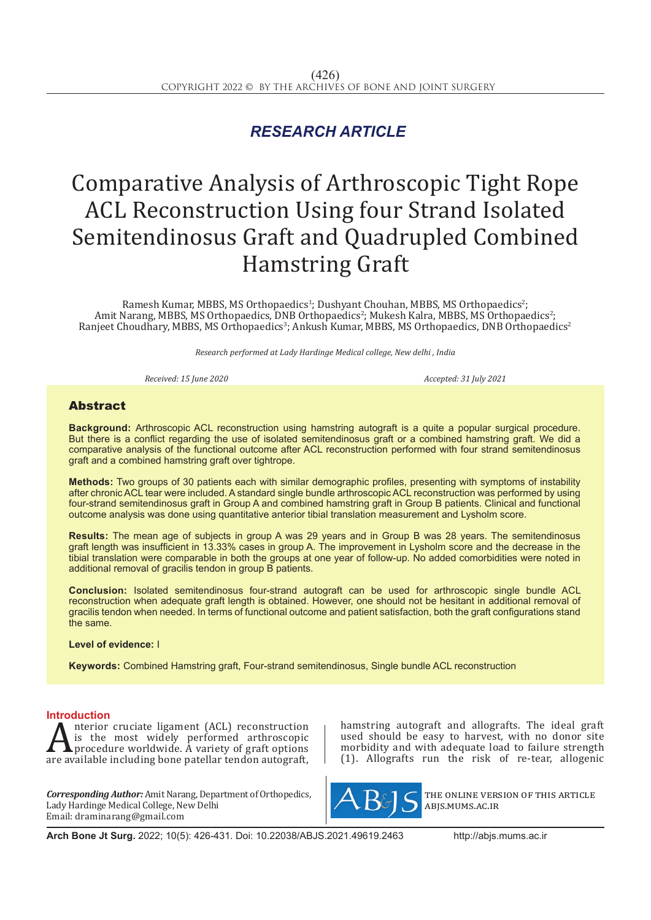*RESEARCH ARTICLE*

# Comparative Analysis of Arthroscopic Tight Rope ACL Reconstruction Using four Strand Isolated Semitendinosus Graft and Quadrupled Combined Hamstring Graft

Ramesh Kumar, MBBS, MS Orthopaedics[1]; Dushyant Chouhan, MBBS, MS Orthopaedics[2]; Amit Narang, MBBS, MS Orthopaedics, DNB Orthopaedics[2]; Mukesh Kalra, MBBS, MS Orthopaedics[2]; Ranjeet Choudhary, MBBS, MS Orthopaedics[3]; Ankush Kumar, MBBS, MS Orthopaedics, DNB Orthopaedics[2]

*Research performed at Lady Hardinge Medical college, New delhi , India*

*Received: 15 June 2020* *Accepted: 31 July 2021*

## Abstract

**Background:** Arthroscopic ACL reconstruction using hamstring autograft is a quite a popular surgical procedure. But there is a conflict regarding the use of isolated semitendinosus graft or a combined hamstring graft. We did a comparative analysis of the functional outcome after ACL reconstruction performed with four strand semitendinosus graft and a combined hamstring graft over tightrope.

**Methods:** Two groups of 30 patients each with similar demographic profiles, presenting with symptoms of instability after chronic ACL tear were included. A standard single bundle arthroscopic ACL reconstruction was performed by using four-strand semitendinosus graft in Group A and combined hamstring graft in Group B patients. Clinical and functional outcome analysis was done using quantitative anterior tibial translation measurement and Lysholm score.

**Results:** The mean age of subjects in group A was 29 years and in Group B was 28 years. The semitendinosus graft length was insufficient in 13.33% cases in group A. The improvement in Lysholm score and the decrease in the tibial translation were comparable in both the groups at one year of follow-up. No added comorbidities were noted in additional removal of gracilis tendon in group B patients.

**Conclusion:** Isolated semitendinosus four-strand autograft can be used for arthroscopic single bundle ACL reconstruction when adequate graft length is obtained. However, one should not be hesitant in additional removal of gracilis tendon when needed. In terms of functional outcome and patient satisfaction, both the graft configurations stand the same.

**Level of evidence:** I

**Keywords:** Combined Hamstring graft, Four-strand semitendinosus, Single bundle ACL reconstruction

## Introduction

Anterior cruciate ligament (ACL) reconstruction is the most widely performed arthroscopic procedure worldwide. A variety of graft options are available including bone patellar tendon autograft, hamstring autograft and allografts. The ideal graft used should be easy to harvest, with no donor site morbidity and with adequate load to failure strength (1). Allografts run the risk of re-tear, allogenic

***Corresponding Author:*** Amit Narang, Department of Orthopedics, Lady Hardinge Medical College, New Delhi
Email: draminarang@gmail.com

THE ONLINE VERSION OF THIS ARTICLE ABJS.MUMS.AC.IR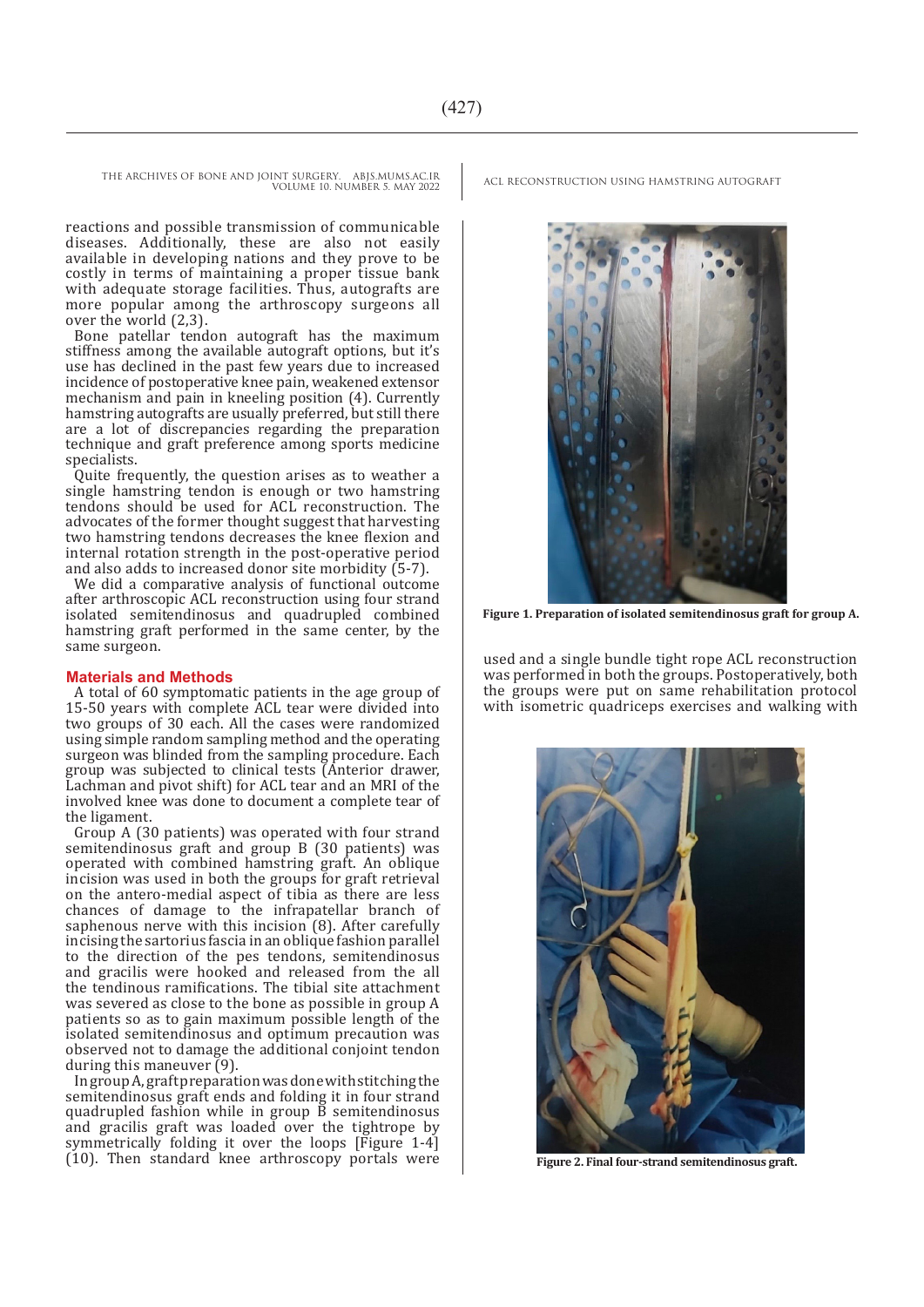reactions and possible transmission of communicable diseases. Additionally, these are also not easily available in developing nations and they prove to be costly in terms of maintaining a proper tissue bank with adequate storage facilities. Thus, autografts are more popular among the arthroscopy surgeons all over the world (2,3).

Bone patellar tendon autograft has the maximum stiffness among the available autograft options, but it's use has declined in the past few years due to increased incidence of postoperative knee pain, weakened extensor mechanism and pain in kneeling position (4). Currently hamstring autografts are usually preferred, but still there are a lot of discrepancies regarding the preparation technique and graft preference among sports medicine specialists.

Quite frequently, the question arises as to weather a single hamstring tendon is enough or two hamstring tendons should be used for ACL reconstruction. The advocates of the former thought suggest that harvesting two hamstring tendons decreases the knee flexion and internal rotation strength in the post-operative period and also adds to increased donor site morbidity (5-7).

We did a comparative analysis of functional outcome after arthroscopic ACL reconstruction using four strand isolated semitendinosus and quadrupled combined hamstring graft performed in the same center, by the same surgeon.

## Materials and Methods

A total of 60 symptomatic patients in the age group of 15-50 years with complete ACL tear were divided into two groups of 30 each. All the cases were randomized using simple random sampling method and the operating surgeon was blinded from the sampling procedure. Each group was subjected to clinical tests (Anterior drawer, Lachman and pivot shift) for ACL tear and an MRI of the involved knee was done to document a complete tear of the ligament.

Group A (30 patients) was operated with four strand semitendinosus graft and group B (30 patients) was operated with combined hamstring graft. An oblique incision was used in both the groups for graft retrieval on the antero-medial aspect of tibia as there are less chances of damage to the infrapatellar branch of saphenous nerve with this incision (8). After carefully incising the sartorius fascia in an oblique fashion parallel to the direction of the pes tendons, semitendinosus and gracilis were hooked and released from the all the tendinous ramifications. The tibial site attachment was severed as close to the bone as possible in group A patients so as to gain maximum possible length of the isolated semitendinosus and optimum precaution was observed not to damage the additional conjoint tendon during this maneuver (9).

In group A, graft preparation was done with stitching the semitendinosus graft ends and folding it in four strand quadrupled fashion while in group B semitendinosus and gracilis graft was loaded over the tightrope by symmetrically folding it over the loops [Figure 1-4] (10). Then standard knee arthroscopy portals were used and a single bundle tight rope ACL reconstruction was performed in both the groups. Postoperatively, both the groups were put on same rehabilitation protocol with isometric quadriceps exercises and walking with

**Figure 1. Preparation of isolated semitendinosus graft for group A.**

**Figure 2. Final four-strand semitendinosus graft.**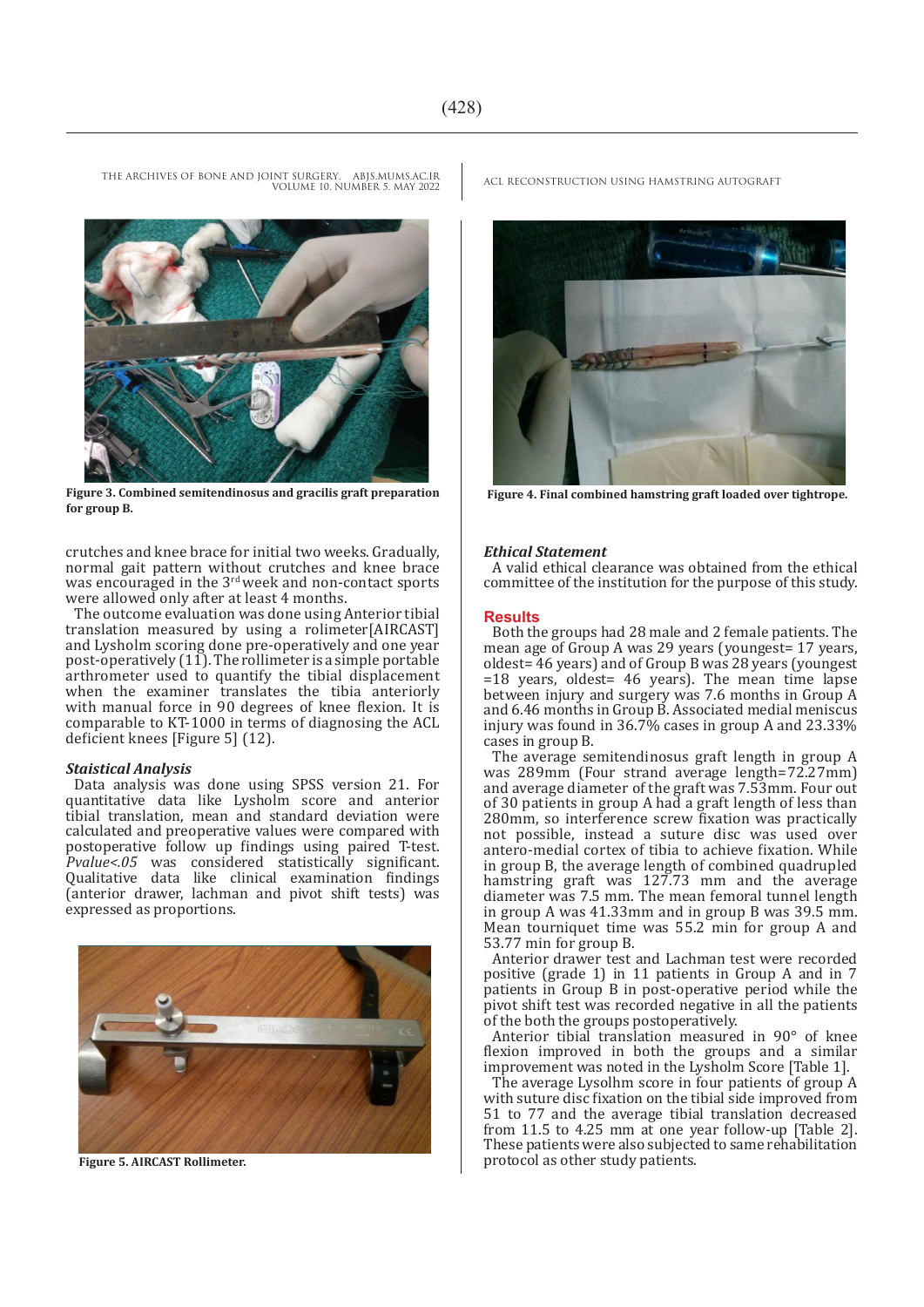Figure 3. Combined semitendinosus and gracilis graft preparation for group B.

Figure 4. Final combined hamstring graft loaded over tightrope.

crutches and knee brace for initial two weeks. Gradually, normal gait pattern without crutches and knee brace was encouraged in the 3rd week and non-contact sports were allowed only after at least 4 months.

The outcome evaluation was done using Anterior tibial translation measured by using a rolimeter[AIRCAST] and Lysholm scoring done pre-operatively and one year post-operatively (11). The rollimeter is a simple portable arthrometer used to quantify the tibial displacement when the examiner translates the tibia anteriorly with manual force in 90 degrees of knee flexion. It is comparable to KT-1000 in terms of diagnosing the ACL deficient knees [Figure 5] (12).

### *Staistical Analysis*

Data analysis was done using SPSS version 21. For quantitative data like Lysholm score and anterior tibial translation, mean and standard deviation were calculated and preoperative values were compared with postoperative follow up findings using paired T-test. *Pvalue<.05* was considered statistically significant. Qualitative data like clinical examination findings (anterior drawer, lachman and pivot shift tests) was expressed as proportions.

Figure 5. AIRCAST Rollimeter.

### *Ethical Statement*

A valid ethical clearance was obtained from the ethical committee of the institution for the purpose of this study.

## Results

Both the groups had 28 male and 2 female patients. The mean age of Group A was 29 years (youngest= 17 years, oldest= 46 years) and of Group B was 28 years (youngest =18 years, oldest= 46 years). The mean time lapse between injury and surgery was 7.6 months in Group A and 6.46 months in Group B. Associated medial meniscus injury was found in 36.7% cases in group A and 23.33% cases in group B.

The average semitendinosus graft length in group A was 289mm (Four strand average length=72.27mm) and average diameter of the graft was 7.53mm. Four out of 30 patients in group A had a graft length of less than 280mm, so interference screw fixation was practically not possible, instead a suture disc was used over antero-medial cortex of tibia to achieve fixation. While in group B, the average length of combined quadrupled hamstring graft was 127.73 mm and the average diameter was 7.5 mm. The mean femoral tunnel length in group A was 41.33mm and in group B was 39.5 mm. Mean tourniquet time was 55.2 min for group A and 53.77 min for group B.

Anterior drawer test and Lachman test were recorded positive (grade 1) in 11 patients in Group A and in 7 patients in Group B in post-operative period while the pivot shift test was recorded negative in all the patients of the both the groups postoperatively.

Anterior tibial translation measured in 90° of knee flexion improved in both the groups and a similar improvement was noted in the Lysholm Score [Table 1].

The average Lysolhm score in four patients of group A with suture disc fixation on the tibial side improved from 51 to 77 and the average tibial translation decreased from 11.5 to 4.25 mm at one year follow-up [Table 2]. These patients were also subjected to same rehabilitation protocol as other study patients.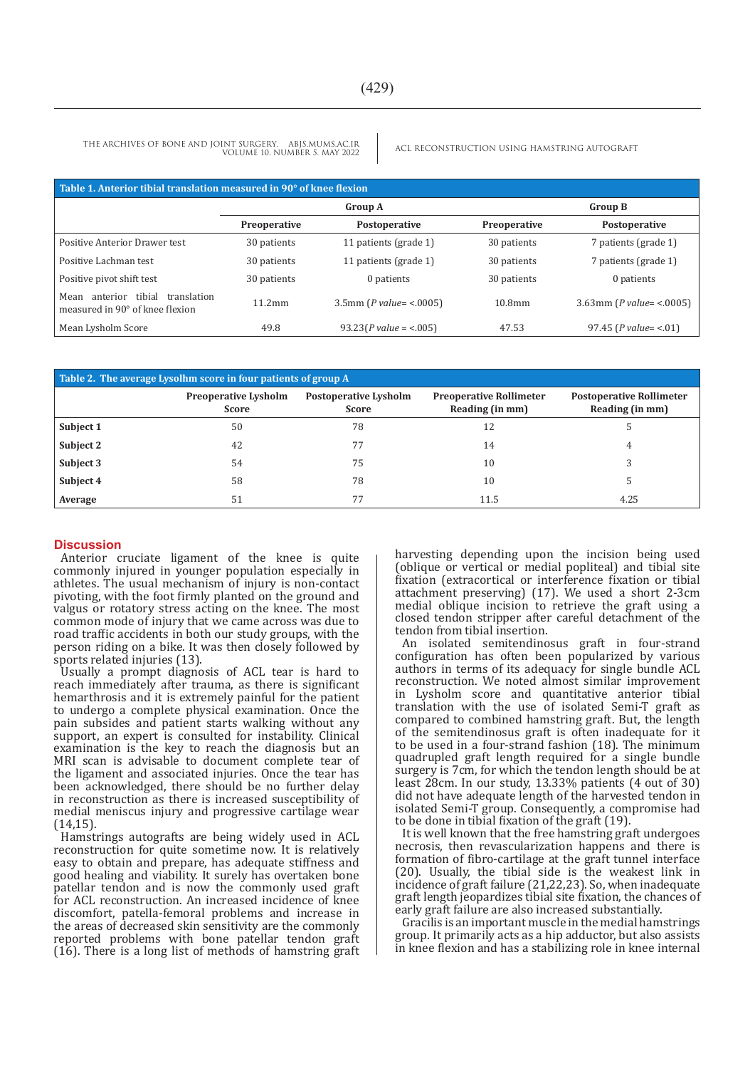**Table 1. Anterior tibial translation measured in 90° of knee flexion**

| | Group A | | Group B | |
|---|---|---|---|---|
| | Preoperative | Postoperative | Preoperative | Postoperative |
| Positive Anterior Drawer test | 30 patients | 11 patients (grade 1) | 30 patients | 7 patients (grade 1) |
| Positive Lachman test | 30 patients | 11 patients (grade 1) | 30 patients | 7 patients (grade 1) |
| Positive pivot shift test | 30 patients | 0 patients | 30 patients | 0 patients |
| Mean anterior tibial translation measured in 90° of knee flexion | 11.2mm | 3.5mm (*P value*= <.0005) | 10.8mm | 3.63mm (*P value*= <.0005) |
| Mean Lysholm Score | 49.8 | 93.23(*P value* = <.005) | 47.53 | 97.45 (*P value*= <.01) |

**Table 2. The average Lysolhm score in four patients of group A**

| | Preoperative Lysholm Score | Postoperative Lysholm Score | Preoperative Rollimeter Reading (in mm) | Postoperative Rollimeter Reading (in mm) |
|---|---|---|---|---|
| **Subject 1** | 50 | 78 | 12 | 5 |
| **Subject 2** | 42 | 77 | 14 | 4 |
| **Subject 3** | 54 | 75 | 10 | 3 |
| **Subject 4** | 58 | 78 | 10 | 5 |
| **Average** | 51 | 77 | 11.5 | 4.25 |

## Discussion

Anterior cruciate ligament of the knee is quite commonly injured in younger population especially in athletes. The usual mechanism of injury is non-contact pivoting, with the foot firmly planted on the ground and valgus or rotatory stress acting on the knee. The most common mode of injury that we came across was due to road traffic accidents in both our study groups, with the person riding on a bike. It was then closely followed by sports related injuries (13).

Usually a prompt diagnosis of ACL tear is hard to reach immediately after trauma, as there is significant hemarthrosis and it is extremely painful for the patient to undergo a complete physical examination. Once the pain subsides and patient starts walking without any support, an expert is consulted for instability. Clinical examination is the key to reach the diagnosis but an MRI scan is advisable to document complete tear of the ligament and associated injuries. Once the tear has been acknowledged, there should be no further delay in reconstruction as there is increased susceptibility of medial meniscus injury and progressive cartilage wear (14,15).

Hamstrings autografts are being widely used in ACL reconstruction for quite sometime now. It is relatively easy to obtain and prepare, has adequate stiffness and good healing and viability. It surely has overtaken bone patellar tendon and is now the commonly used graft for ACL reconstruction. An increased incidence of knee discomfort, patella-femoral problems and increase in the areas of decreased skin sensitivity are the commonly reported problems with bone patellar tendon graft (16). There is a long list of methods of hamstring graft harvesting depending upon the incision being used (oblique or vertical or medial popliteal) and tibial site fixation (extracortical or interference fixation or tibial attachment preserving) (17). We used a short 2-3cm medial oblique incision to retrieve the graft using a closed tendon stripper after careful detachment of the tendon from tibial insertion.

An isolated semitendinosus graft in four-strand configuration has often been popularized by various authors in terms of its adequacy for single bundle ACL reconstruction. We noted almost similar improvement in Lysholm score and quantitative anterior tibial translation with the use of isolated Semi-T graft as compared to combined hamstring graft. But, the length of the semitendinosus graft is often inadequate for it to be used in a four-strand fashion (18). The minimum quadrupled graft length required for a single bundle surgery is 7cm, for which the tendon length should be at least 28cm. In our study, 13.33% patients (4 out of 30) did not have adequate length of the harvested tendon in isolated Semi-T group. Consequently, a compromise had to be done in tibial fixation of the graft (19).

It is well known that the free hamstring graft undergoes necrosis, then revascularization happens and there is formation of fibro-cartilage at the graft tunnel interface (20). Usually, the tibial side is the weakest link in incidence of graft failure (21,22,23). So, when inadequate graft length jeopardizes tibial site fixation, the chances of early graft failure are also increased substantially.

Gracilis is an important muscle in the medial hamstrings group. It primarily acts as a hip adductor, but also assists in knee flexion and has a stabilizing role in knee internal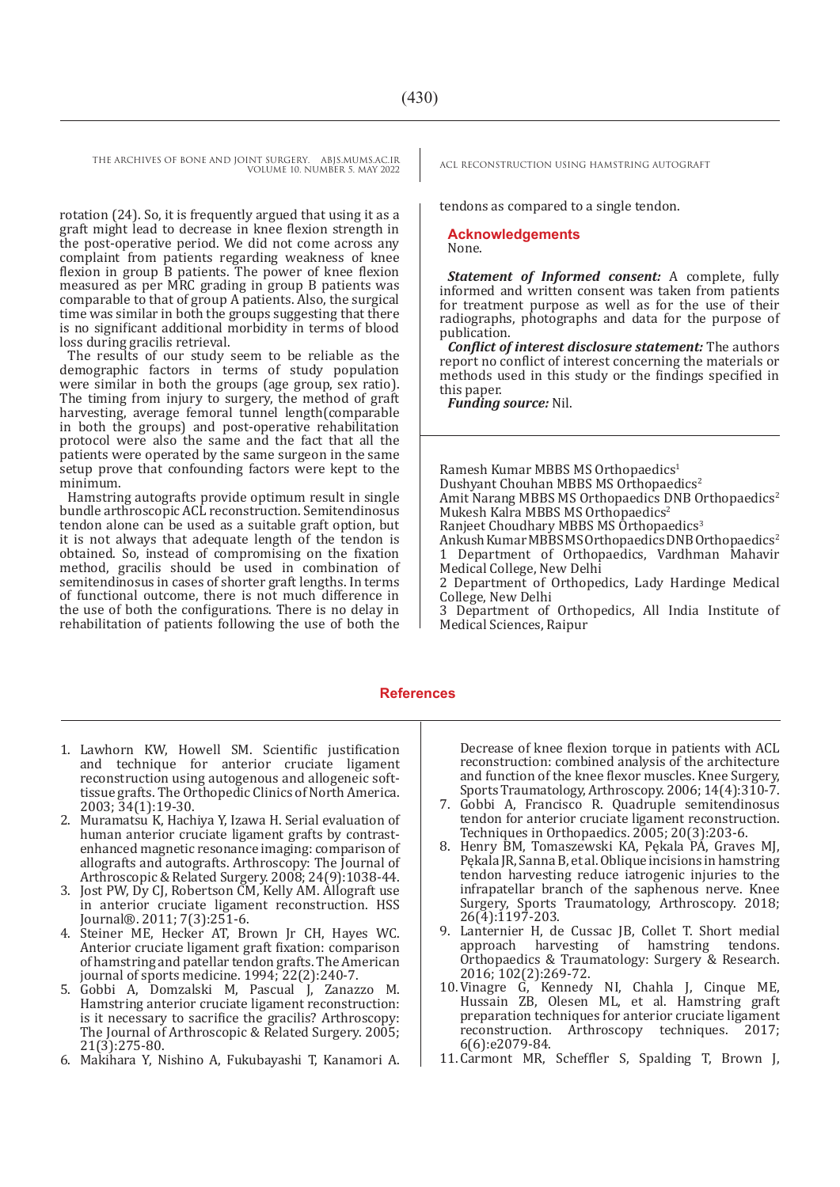rotation (24). So, it is frequently argued that using it as a graft might lead to decrease in knee flexion strength in the post-operative period. We did not come across any complaint from patients regarding weakness of knee flexion in group B patients. The power of knee flexion measured as per MRC grading in group B patients was comparable to that of group A patients. Also, the surgical time was similar in both the groups suggesting that there is no significant additional morbidity in terms of blood loss during gracilis retrieval.

The results of our study seem to be reliable as the demographic factors in terms of study population were similar in both the groups (age group, sex ratio). The timing from injury to surgery, the method of graft harvesting, average femoral tunnel length(comparable in both the groups) and post-operative rehabilitation protocol were also the same and the fact that all the patients were operated by the same surgeon in the same setup prove that confounding factors were kept to the minimum.

Hamstring autografts provide optimum result in single bundle arthroscopic ACL reconstruction. Semitendinosus tendon alone can be used as a suitable graft option, but it is not always that adequate length of the tendon is obtained. So, instead of compromising on the fixation method, gracilis should be used in combination of semitendinosus in cases of shorter graft lengths. In terms of functional outcome, there is not much difference in the use of both the configurations. There is no delay in rehabilitation of patients following the use of both the tendons as compared to a single tendon.

## Acknowledgements

None.

***Statement of Informed consent:*** A complete, fully informed and written consent was taken from patients for treatment purpose as well as for the use of their radiographs, photographs and data for the purpose of publication.

***Conflict of interest disclosure statement:*** The authors report no conflict of interest concerning the materials or methods used in this study or the findings specified in this paper.

***Funding source:*** Nil.

Ramesh Kumar MBBS MS Orthopaedics[1]
Dushyant Chouhan MBBS MS Orthopaedics[2]
Amit Narang MBBS MS Orthopaedics DNB Orthopaedics[2]
Mukesh Kalra MBBS MS Orthopaedics[2]
Ranjeet Choudhary MBBS MS Orthopaedics[3]
Ankush Kumar MBBS MS Orthopaedics DNB Orthopaedics[2]
1 Department of Orthopaedics, Vardhman Mahavir Medical College, New Delhi
2 Department of Orthopedics, Lady Hardinge Medical College, New Delhi
3 Department of Orthopedics, All India Institute of Medical Sciences, Raipur

## References

1. Lawhorn KW, Howell SM. Scientific justification and technique for anterior cruciate ligament reconstruction using autogenous and allogeneic soft-tissue grafts. The Orthopedic Clinics of North America. 2003; 34(1):19-30.
2. Muramatsu K, Hachiya Y, Izawa H. Serial evaluation of human anterior cruciate ligament grafts by contrast-enhanced magnetic resonance imaging: comparison of allografts and autografts. Arthroscopy: The Journal of Arthroscopic & Related Surgery. 2008; 24(9):1038-44.
3. Jost PW, Dy CJ, Robertson CM, Kelly AM. Allograft use in anterior cruciate ligament reconstruction. HSS Journal®. 2011; 7(3):251-6.
4. Steiner ME, Hecker AT, Brown Jr CH, Hayes WC. Anterior cruciate ligament graft fixation: comparison of hamstring and patellar tendon grafts. The American journal of sports medicine. 1994; 22(2):240-7.
5. Gobbi A, Domzalski M, Pascual J, Zanazzo M. Hamstring anterior cruciate ligament reconstruction: is it necessary to sacrifice the gracilis? Arthroscopy: The Journal of Arthroscopic & Related Surgery. 2005; 21(3):275-80.
6. Makihara Y, Nishino A, Fukubayashi T, Kanamori A. Decrease of knee flexion torque in patients with ACL reconstruction: combined analysis of the architecture and function of the knee flexor muscles. Knee Surgery, Sports Traumatology, Arthroscopy. 2006; 14(4):310-7.
7. Gobbi A, Francisco R. Quadruple semitendinosus tendon for anterior cruciate ligament reconstruction. Techniques in Orthopaedics. 2005; 20(3):203-6.
8. Henry BM, Tomaszewski KA, Pękala PA, Graves MJ, Pękala JR, Sanna B, et al. Oblique incisions in hamstring tendon harvesting reduce iatrogenic injuries to the infrapatellar branch of the saphenous nerve. Knee Surgery, Sports Traumatology, Arthroscopy. 2018; 26(4):1197-203.
9. Lanternier H, de Cussac JB, Collet T. Short medial approach harvesting of hamstring tendons. Orthopaedics & Traumatology: Surgery & Research. 2016; 102(2):269-72.
10. Vinagre G, Kennedy NI, Chahla J, Cinque ME, Hussain ZB, Olesen ML, et al. Hamstring graft preparation techniques for anterior cruciate ligament reconstruction. Arthroscopy techniques. 2017; 6(6):e2079-84.
11. Carmont MR, Scheffler S, Spalding T, Brown J,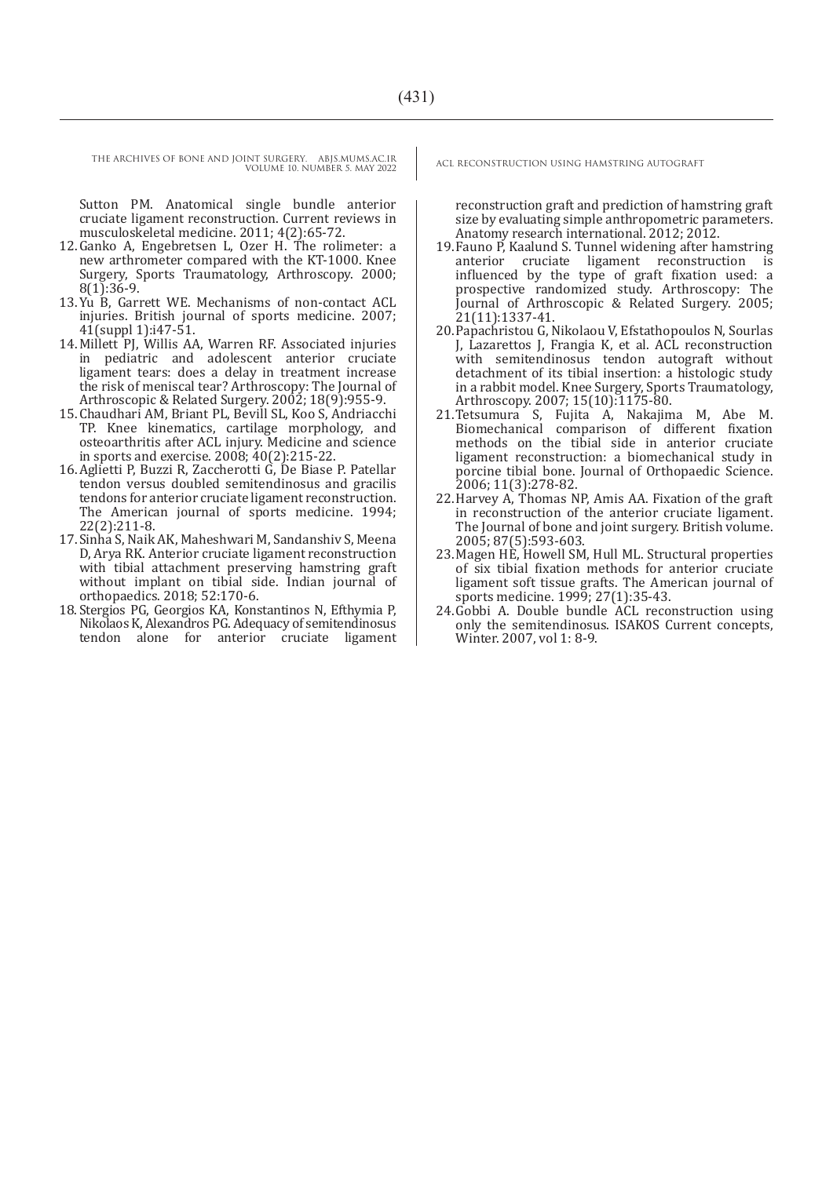Sutton PM. Anatomical single bundle anterior cruciate ligament reconstruction. Current reviews in musculoskeletal medicine. 2011; 4(2):65-72.

12. Ganko A, Engebretsen L, Ozer H. The rolimeter: a new arthrometer compared with the KT-1000. Knee Surgery, Sports Traumatology, Arthroscopy. 2000; 8(1):36-9.
13. Yu B, Garrett WE. Mechanisms of non-contact ACL injuries. British journal of sports medicine. 2007; 41(suppl 1):i47-51.
14. Millett PJ, Willis AA, Warren RF. Associated injuries in pediatric and adolescent anterior cruciate ligament tears: does a delay in treatment increase the risk of meniscal tear? Arthroscopy: The Journal of Arthroscopic & Related Surgery. 2002; 18(9):955-9.
15. Chaudhari AM, Briant PL, Bevill SL, Koo S, Andriacchi TP. Knee kinematics, cartilage morphology, and osteoarthritis after ACL injury. Medicine and science in sports and exercise. 2008; 40(2):215-22.
16. Aglietti P, Buzzi R, Zaccherotti G, De Biase P. Patellar tendon versus doubled semitendinosus and gracilis tendons for anterior cruciate ligament reconstruction. The American journal of sports medicine. 1994; 22(2):211-8.
17. Sinha S, Naik AK, Maheshwari M, Sandanshiv S, Meena D, Arya RK. Anterior cruciate ligament reconstruction with tibial attachment preserving hamstring graft without implant on tibial side. Indian journal of orthopaedics. 2018; 52:170-6.
18. Stergios PG, Georgios KA, Konstantinos N, Efthymia P, Nikolaos K, Alexandros PG. Adequacy of semitendinosus tendon alone for anterior cruciate ligament reconstruction graft and prediction of hamstring graft size by evaluating simple anthropometric parameters. Anatomy research international. 2012; 2012.
19. Fauno P, Kaalund S. Tunnel widening after hamstring anterior cruciate ligament reconstruction is influenced by the type of graft fixation used: a prospective randomized study. Arthroscopy: The Journal of Arthroscopic & Related Surgery. 2005; 21(11):1337-41.
20. Papachristou G, Nikolaou V, Efstathopoulos N, Sourlas J, Lazarettos J, Frangia K, et al. ACL reconstruction with semitendinosus tendon autograft without detachment of its tibial insertion: a histologic study in a rabbit model. Knee Surgery, Sports Traumatology, Arthroscopy. 2007; 15(10):1175-80.
21. Tetsumura S, Fujita A, Nakajima M, Abe M. Biomechanical comparison of different fixation methods on the tibial side in anterior cruciate ligament reconstruction: a biomechanical study in porcine tibial bone. Journal of Orthopaedic Science. 2006; 11(3):278-82.
22. Harvey A, Thomas NP, Amis AA. Fixation of the graft in reconstruction of the anterior cruciate ligament. The Journal of bone and joint surgery. British volume. 2005; 87(5):593-603.
23. Magen HE, Howell SM, Hull ML. Structural properties of six tibial fixation methods for anterior cruciate ligament soft tissue grafts. The American journal of sports medicine. 1999; 27(1):35-43.
24. Gobbi A. Double bundle ACL reconstruction using only the semitendinosus. ISAKOS Current concepts, Winter. 2007, vol 1: 8-9.